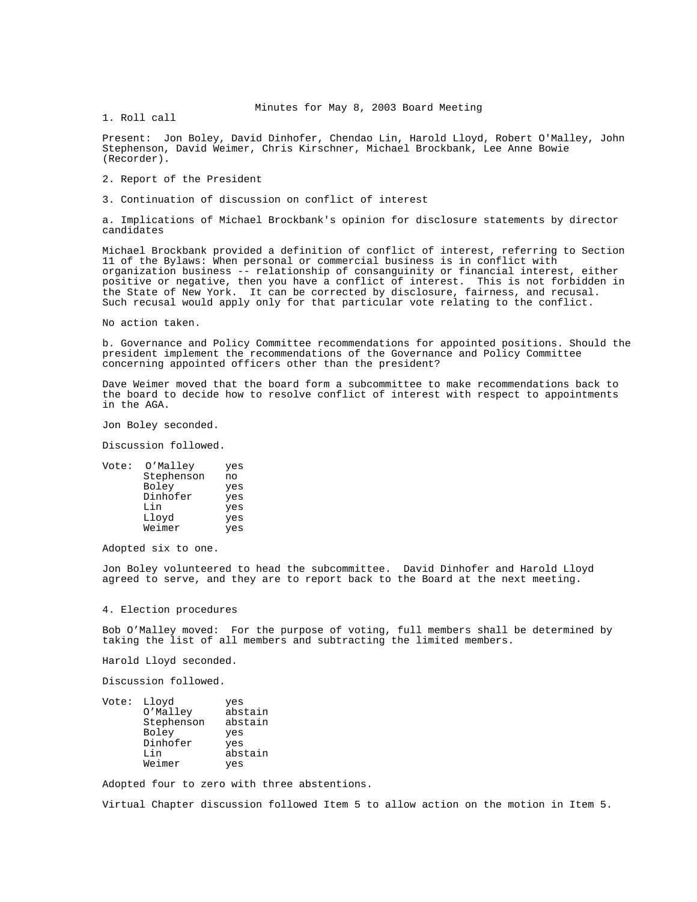# Minutes for May 8, 2003 Board Meeting

1. Roll call

Present: Jon Boley, David Dinhofer, Chendao Lin, Harold Lloyd, Robert O'Malley, John Stephenson, David Weimer, Chris Kirschner, Michael Brockbank, Lee Anne Bowie (Recorder).

2. Report of the President

3. Continuation of discussion on conflict of interest

a. Implications of Michael Brockbank's opinion for disclosure statements by director candidates

Michael Brockbank provided a definition of conflict of interest, referring to Section 11 of the Bylaws: When personal or commercial business is in conflict with organization business -- relationship of consanguinity or financial interest, either positive or negative, then you have a conflict of interest. This is not forbidden in the State of New York. It can be corrected by disclosure, fairness, and recusal. Such recusal would apply only for that particular vote relating to the conflict.

No action taken.

b. Governance and Policy Committee recommendations for appointed positions. Should the president implement the recommendations of the Governance and Policy Committee concerning appointed officers other than the president?

Dave Weimer moved that the board form a subcommittee to make recommendations back to the board to decide how to resolve conflict of interest with respect to appointments in the AGA.

Jon Boley seconded.

Discussion followed.

| Vote: | |
|---|---|
| O'Malley | yes |
| Stephenson | no |
| Boley | yes |
| Dinhofer | yes |
| Lin | yes |
| Lloyd | yes |
| Weimer | yes |

Adopted six to one.

Jon Boley volunteered to head the subcommittee. David Dinhofer and Harold Lloyd agreed to serve, and they are to report back to the Board at the next meeting.

4. Election procedures

Bob O'Malley moved: For the purpose of voting, full members shall be determined by taking the list of all members and subtracting the limited members.

Harold Lloyd seconded.

Discussion followed.

| Vote: | |
|---|---|
| Lloyd | yes |
| O'Malley | abstain |
| Stephenson | abstain |
| Boley | yes |
| Dinhofer | yes |
| Lin | abstain |
| Weimer | yes |

Adopted four to zero with three abstentions.

Virtual Chapter discussion followed Item 5 to allow action on the motion in Item 5.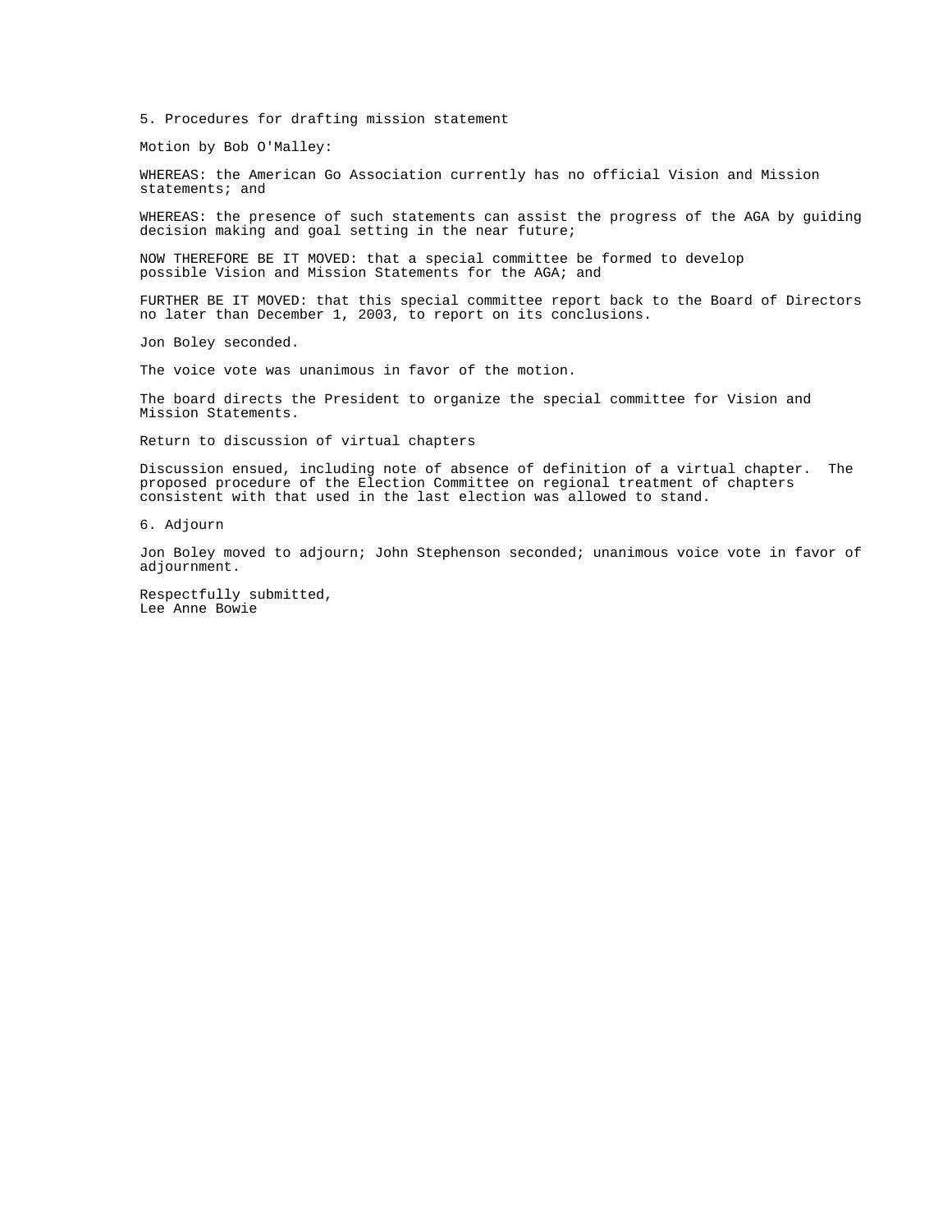5. Procedures for drafting mission statement

Motion by Bob O'Malley:

WHEREAS: the American Go Association currently has no official Vision and Mission statements; and

WHEREAS: the presence of such statements can assist the progress of the AGA by guiding decision making and goal setting in the near future;

NOW THEREFORE BE IT MOVED: that a special committee be formed to develop possible Vision and Mission Statements for the AGA; and

FURTHER BE IT MOVED: that this special committee report back to the Board of Directors no later than December 1, 2003, to report on its conclusions.

Jon Boley seconded.

The voice vote was unanimous in favor of the motion.

The board directs the President to organize the special committee for Vision and Mission Statements.

Return to discussion of virtual chapters

Discussion ensued, including note of absence of definition of a virtual chapter. The proposed procedure of the Election Committee on regional treatment of chapters consistent with that used in the last election was allowed to stand.

6. Adjourn

Jon Boley moved to adjourn; John Stephenson seconded; unanimous voice vote in favor of adjournment.

Respectfully submitted,
Lee Anne Bowie